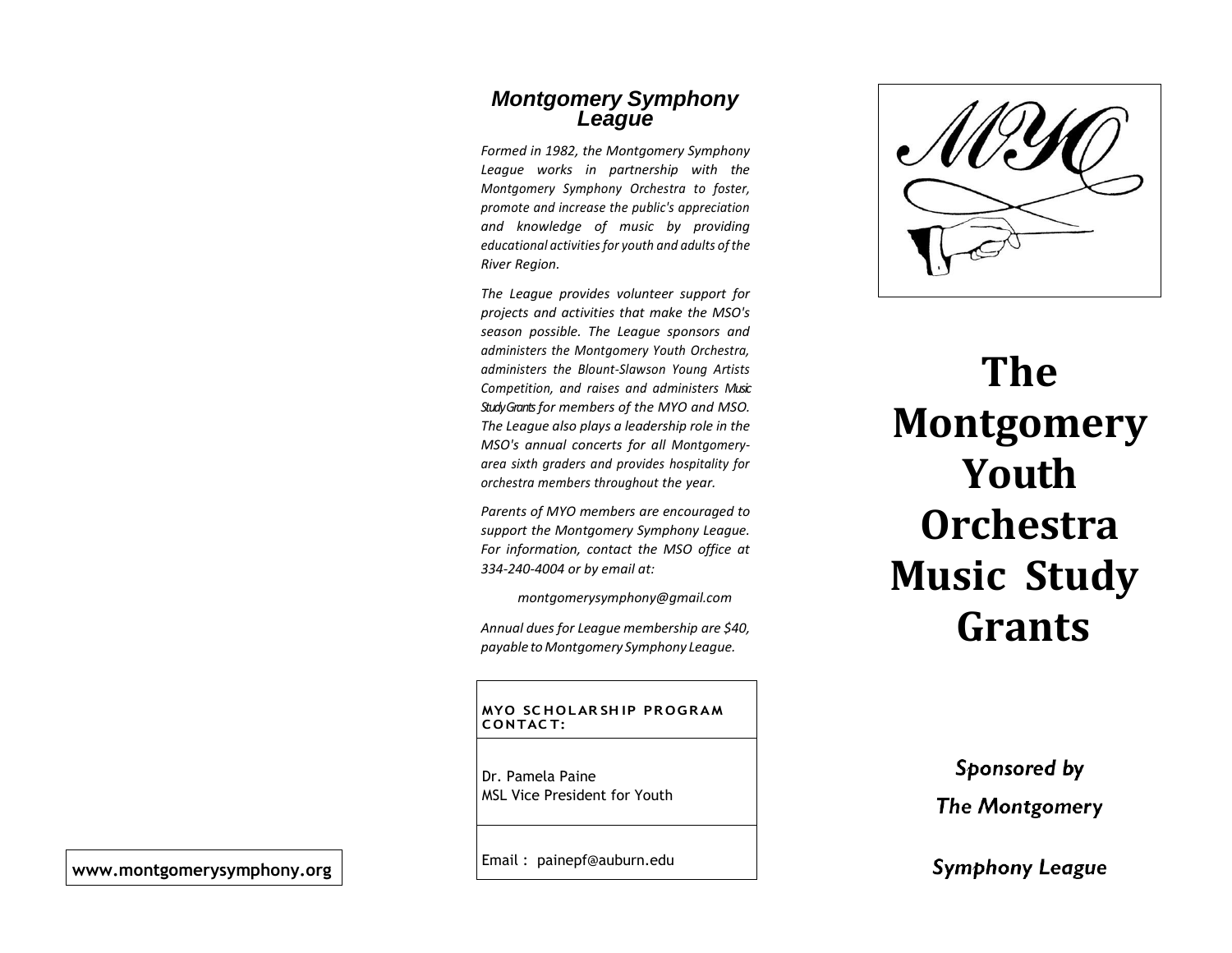www.montgomerysymphony.org

## Montgomery Symphony League

*Formed in 1982, the Montgomery Symphony League works in partnership with the Montgomery Symphony Orchestra to foster, promote and increase the public's appreciation and knowledge of music by providing educational activities for youth and adults of the River Region.*

*The League provides volunteer support for projects and activities that make the MSO's season possible. The League sponsors and administers the Montgomery Youth Orchestra, administers the Blount-Slawson Young Artists Competition, and raises and administers Music Study Grants for members of the MYO and MSO. The League also plays a leadership role in the MSO's annual concerts for all Montgomery-area sixth graders and provides hospitality for orchestra members throughout the year.*

*Parents of MYO members are encouraged to support the Montgomery Symphony League. For information, contact the MSO office at 334-240-4004 or by email at:*

*montgomerysymphony@gmail.com*

*Annual dues for League membership are $40, payable to Montgomery Symphony League.*

**MYO SCHOLARSHIP PROGRAM CONTACT:**

Dr. Pamela Paine
MSL Vice President for Youth

Email : painepf@auburn.edu

MYO

# The Montgomery Youth Orchestra Music Study Grants

*Sponsored by*

*The Montgomery*

*Symphony League*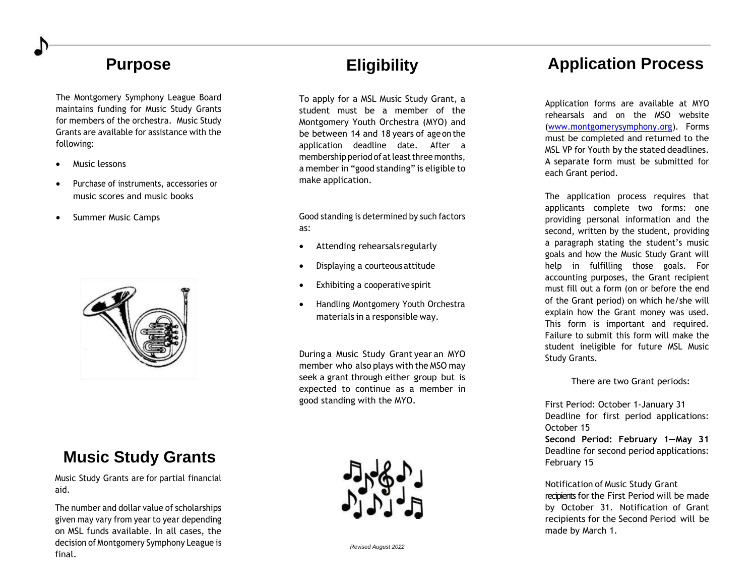## Purpose

The Montgomery Symphony League Board maintains funding for Music Study Grants for members of the orchestra. Music Study Grants are available for assistance with the following:

- Music lessons
- Purchase of instruments, accessories or music scores and music books
- Summer Music Camps

## Music Study Grants

Music Study Grants are for partial financial aid.

The number and dollar value of scholarships given may vary from year to year depending on MSL funds available. In all cases, the decision of Montgomery Symphony League is final.

## Eligibility

To apply for a MSL Music Study Grant, a student must be a member of the Montgomery Youth Orchestra (MYO) and be between 14 and 18 years of age on the application deadline date. After a membership period of at least three months, a member in "good standing" is eligible to make application.

Good standing is determined by such factors as:

- Attending rehearsals regularly
- Displaying a courteous attitude
- Exhibiting a cooperative spirit
- Handling Montgomery Youth Orchestra materials in a responsible way.

During a Music Study Grant year an MYO member who also plays with the MSO may seek a grant through either group but is expected to continue as a member in good standing with the MYO.

*Revised August 2022*

## Application Process

Application forms are available at MYO rehearsals and on the MSO website (www.montgomerysymphony.org). Forms must be completed and returned to the MSL VP for Youth by the stated deadlines. A separate form must be submitted for each Grant period.

The application process requires that applicants complete two forms: one providing personal information and the second, written by the student, providing a paragraph stating the student's music goals and how the Music Study Grant will help in fulfilling those goals. For accounting purposes, the Grant recipient must fill out a form (on or before the end of the Grant period) on which he/she will explain how the Grant money was used. This form is important and required. Failure to submit this form will make the student ineligible for future MSL Music Study Grants.

There are two Grant periods:

First Period: October 1-January 31
Deadline for first period applications: October 15
**Second Period: February 1—May 31**
Deadline for second period applications: February 15

Notification of Music Study Grant recipients for the First Period will be made by October 31. Notification of Grant recipients for the Second Period will be made by March 1.